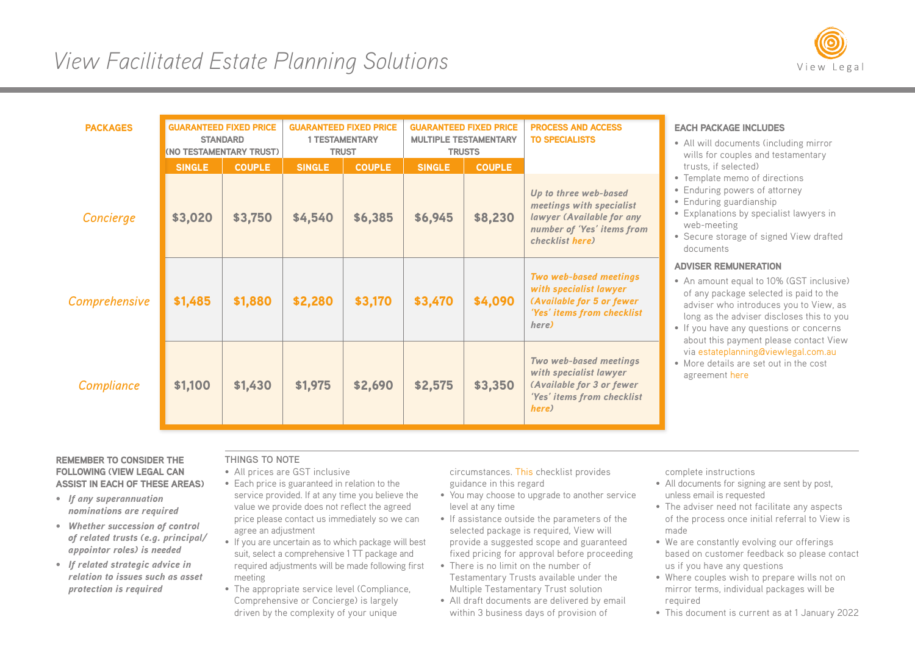# View Facilitated Estate Planning Solutions

View Legal

| PACKAGES | GUARANTEED FIXED PRICE STANDARD (NO TESTAMENTARY TRUST) | | GUARANTEED FIXED PRICE 1 TESTAMENTARY TRUST | | GUARANTEED FIXED PRICE MULTIPLE TESTAMENTARY TRUSTS | | PROCESS AND ACCESS TO SPECIALISTS |
|---|---|---|---|---|---|---|---|
| | SINGLE | COUPLE | SINGLE | COUPLE | SINGLE | COUPLE | |
| *Concierge* | $3,020 | $3,750 | $4,540 | $6,385 | $6,945 | $8,230 | *Up to three web-based meetings with specialist lawyer (Available for any number of 'Yes' items from checklist here)* |
| *Comprehensive* | $1,485 | $1,880 | $2,280 | $3,170 | $3,470 | $4,090 | *Two web-based meetings with specialist lawyer (Available for 5 or fewer 'Yes' items from checklist here)* |
| *Compliance* | $1,100 | $1,430 | $1,975 | $2,690 | $2,575 | $3,350 | *Two web-based meetings with specialist lawyer (Available for 3 or fewer 'Yes' items from checklist here)* |

### EACH PACKAGE INCLUDES

- All will documents (including mirror wills for couples and testamentary trusts, if selected)
- Template memo of directions
- Enduring powers of attorney
- Enduring guardianship
- Explanations by specialist lawyers in web-meeting
- Secure storage of signed View drafted documents

### ADVISER REMUNERATION

- An amount equal to 10% (GST inclusive) of any package selected is paid to the adviser who introduces you to View, as long as the adviser discloses this to you
- If you have any questions or concerns about this payment please contact View via estateplanning@viewlegal.com.au
- More details are set out in the cost agreement here

### REMEMBER TO CONSIDER THE FOLLOWING (VIEW LEGAL CAN ASSIST IN EACH OF THESE AREAS)

- ***If any superannuation nominations are required***
- ***Whether succession of control of related trusts (e.g. principal/ appointor roles) is needed***
- ***If related strategic advice in relation to issues such as asset protection is required***

### THINGS TO NOTE

- All prices are GST inclusive
- Each price is guaranteed in relation to the service provided. If at any time you believe the value we provide does not reflect the agreed price please contact us immediately so we can agree an adjustment
- If you are uncertain as to which package will best suit, select a comprehensive 1 TT package and required adjustments will be made following first meeting
- The appropriate service level (Compliance, Comprehensive or Concierge) is largely driven by the complexity of your unique circumstances. This checklist provides guidance in this regard
- You may choose to upgrade to another service level at any time
- If assistance outside the parameters of the selected package is required, View will provide a suggested scope and guaranteed fixed pricing for approval before proceeding
- There is no limit on the number of Testamentary Trusts available under the Multiple Testamentary Trust solution
- All draft documents are delivered by email within 3 business days of provision of complete instructions
- All documents for signing are sent by post, unless email is requested
- The adviser need not facilitate any aspects of the process once initial referral to View is made
- We are constantly evolving our offerings based on customer feedback so please contact us if you have any questions
- Where couples wish to prepare wills not on mirror terms, individual packages will be required
- This document is current as at 1 January 2022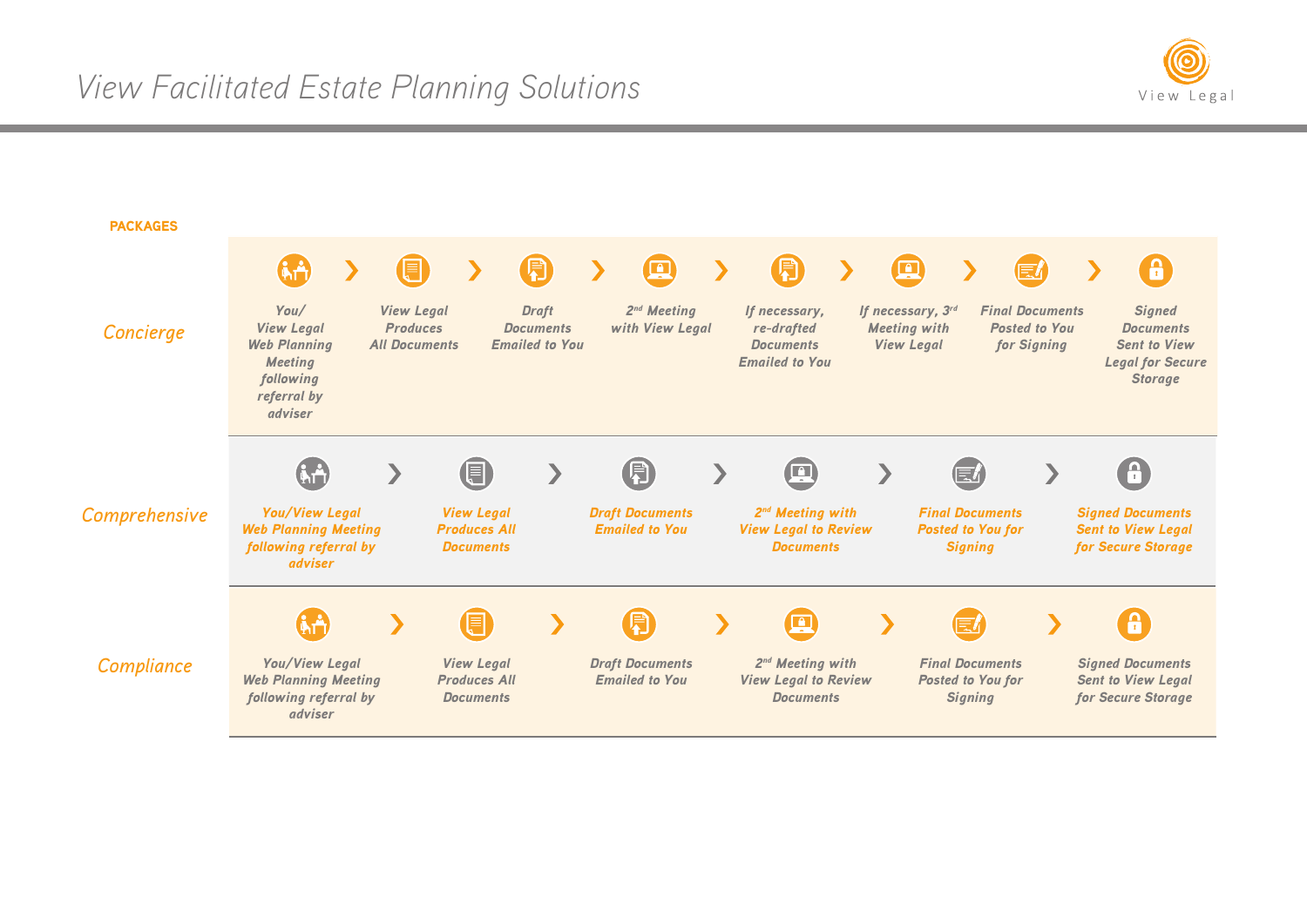# View Facilitated Estate Planning Solutions

View Legal

**PACKAGES**

## Concierge

1. You/View Legal Web Planning Meeting following referral by adviser
2. View Legal Produces All Documents
3. Draft Documents Emailed to You
4. 2nd Meeting with View Legal
5. If necessary, re-drafted Documents Emailed to You
6. If necessary, 3rd Meeting with View Legal
7. Final Documents Posted to You for Signing
8. Signed Documents Sent to View Legal for Secure Storage

## Comprehensive

1. You/View Legal Web Planning Meeting following referral by adviser
2. View Legal Produces All Documents
3. Draft Documents Emailed to You
4. 2nd Meeting with View Legal to Review Documents
5. Final Documents Posted to You for Signing
6. Signed Documents Sent to View Legal for Secure Storage

## Compliance

1. You/View Legal Web Planning Meeting following referral by adviser
2. View Legal Produces All Documents
3. Draft Documents Emailed to You
4. 2nd Meeting with View Legal to Review Documents
5. Final Documents Posted to You for Signing
6. Signed Documents Sent to View Legal for Secure Storage